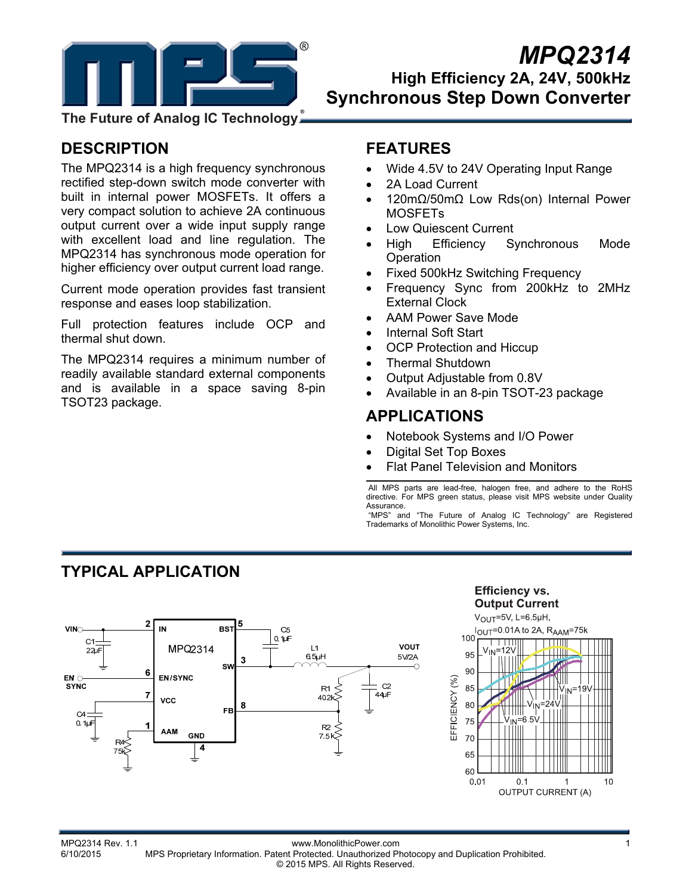# MPQ2314

## High Efficiency 2A, 24V, 500kHz Synchronous Step Down Converter

The Future of Analog IC Technology

## DESCRIPTION

The MPQ2314 is a high frequency synchronous rectified step-down switch mode converter with built in internal power MOSFETs. It offers a very compact solution to achieve 2A continuous output current over a wide input supply range with excellent load and line regulation. The MPQ2314 has synchronous mode operation for higher efficiency over output current load range.

Current mode operation provides fast transient response and eases loop stabilization.

Full protection features include OCP and thermal shut down.

The MPQ2314 requires a minimum number of readily available standard external components and is available in a space saving 8-pin TSOT23 package.

## FEATURES

- Wide 4.5V to 24V Operating Input Range
- 2A Load Current
- 120mΩ/50mΩ Low Rds(on) Internal Power MOSFETs
- Low Quiescent Current
- High Efficiency Synchronous Mode Operation
- Fixed 500kHz Switching Frequency
- Frequency Sync from 200kHz to 2MHz External Clock
- AAM Power Save Mode
- Internal Soft Start
- OCP Protection and Hiccup
- Thermal Shutdown
- Output Adjustable from 0.8V
- Available in an 8-pin TSOT-23 package

## APPLICATIONS

- Notebook Systems and I/O Power
- Digital Set Top Boxes
- Flat Panel Television and Monitors

All MPS parts are lead-free, halogen free, and adhere to the RoHS directive. For MPS green status, please visit MPS website under Quality Assurance.
"MPS" and "The Future of Analog IC Technology" are Registered Trademarks of Monolithic Power Systems, Inc.

## TYPICAL APPLICATION

**Efficiency vs. Output Current**
$V_{OUT}$=5V, L=6.5μH,
$I_{OUT}$=0.01A to 2A, $R_{AAM}$=75k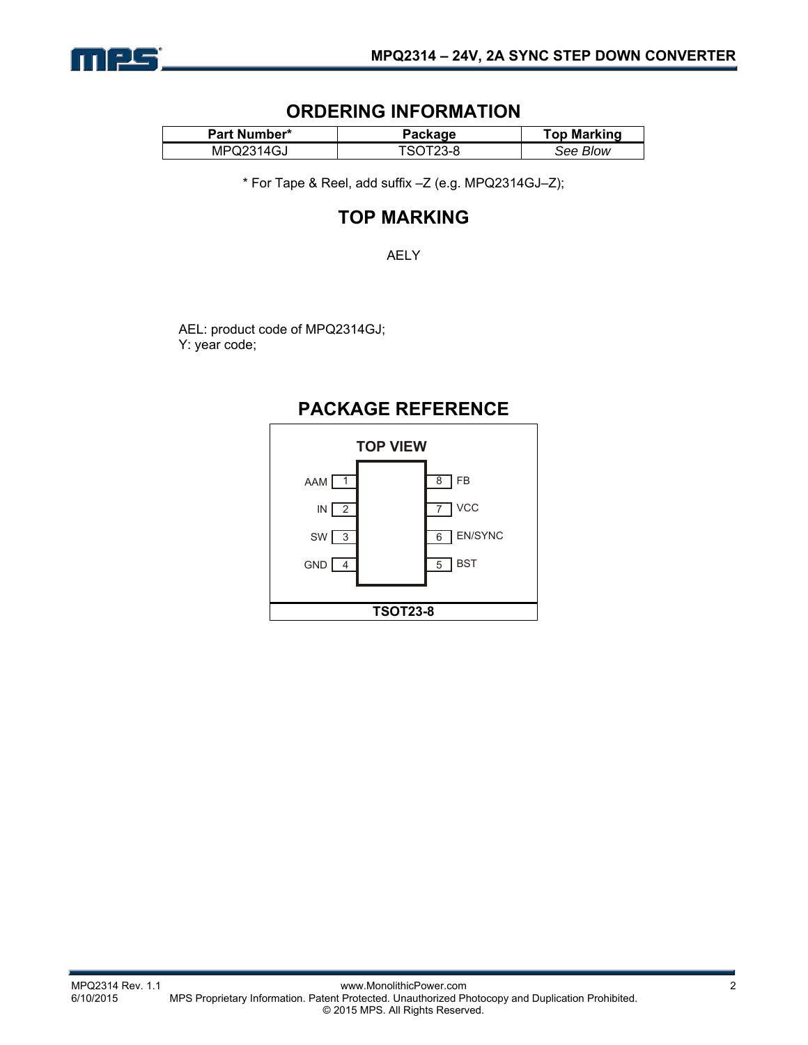## ORDERING INFORMATION

| Part Number* | Package | Top Marking |
|---|---|---|
| MPQ2314GJ | TSOT23-8 | *See Blow* |

\* For Tape & Reel, add suffix –Z (e.g. MPQ2314GJ–Z);

## TOP MARKING

AELY

AEL: product code of MPQ2314GJ;
Y: year code;

## PACKAGE REFERENCE

**TOP VIEW**

| Pin | Name | Pin | Name |
|---|---|---|---|
| 1 | AAM | 8 | FB |
| 2 | IN | 7 | VCC |
| 3 | SW | 6 | EN/SYNC |
| 4 | GND | 5 | BST |

**TSOT23-8**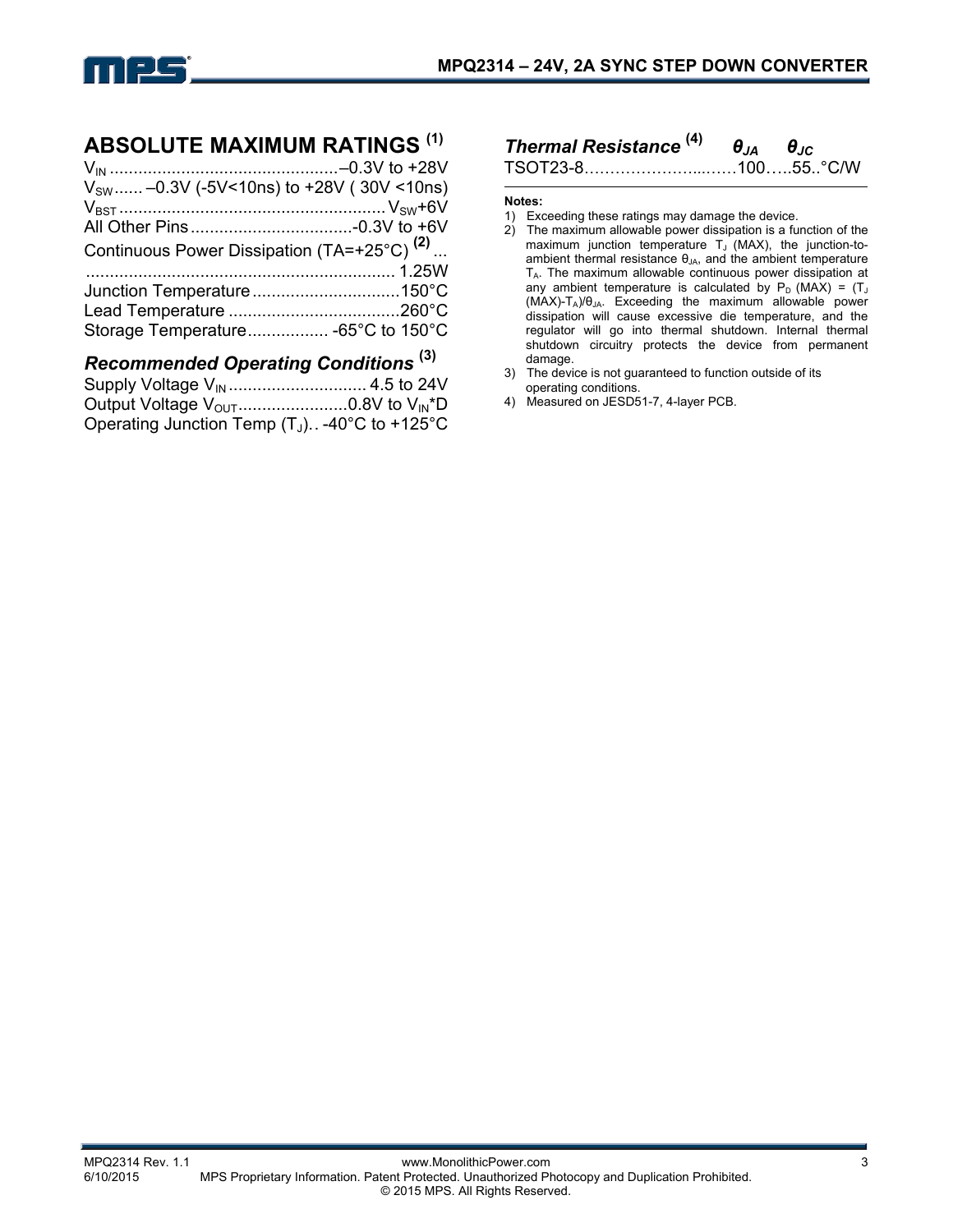## ABSOLUTE MAXIMUM RATINGS [1]

$V_{IN}$ ................................................–0.3V to +28V
$V_{SW}$ ...... –0.3V (-5V<10ns) to +28V ( 30V <10ns)
$V_{BST}$ ........................................................ $V_{SW}$+6V
All Other Pins ..................................-0.3V to +6V
Continuous Power Dissipation (TA=+25°C) [2] ...
................................................................. 1.25W
Junction Temperature ...............................150°C
Lead Temperature ....................................260°C
Storage Temperature................. -65°C to 150°C

### *Recommended Operating Conditions* [3]

Supply Voltage $V_{IN}$ ............................. 4.5 to 24V
Output Voltage $V_{OUT}$.......................0.8V to $V_{IN}$*D
Operating Junction Temp ($T_J$).. -40°C to +125°C

| *Thermal Resistance* [4] | $\theta_{JA}$ | $\theta_{JC}$ | |
|---|---|---|---|
| TSOT23-8 | 100 | 55 | °C/W |

**Notes:**

1) Exceeding these ratings may damage the device.
2) The maximum allowable power dissipation is a function of the maximum junction temperature $T_J$ (MAX), the junction-to-ambient thermal resistance $\theta_{JA}$, and the ambient temperature $T_A$. The maximum allowable continuous power dissipation at any ambient temperature is calculated by $P_D$ (MAX) = ($T_J$ (MAX)-$T_A$)/$\theta_{JA}$. Exceeding the maximum allowable power dissipation will cause excessive die temperature, and the regulator will go into thermal shutdown. Internal thermal shutdown circuitry protects the device from permanent damage.
3) The device is not guaranteed to function outside of its operating conditions.
4) Measured on JESD51-7, 4-layer PCB.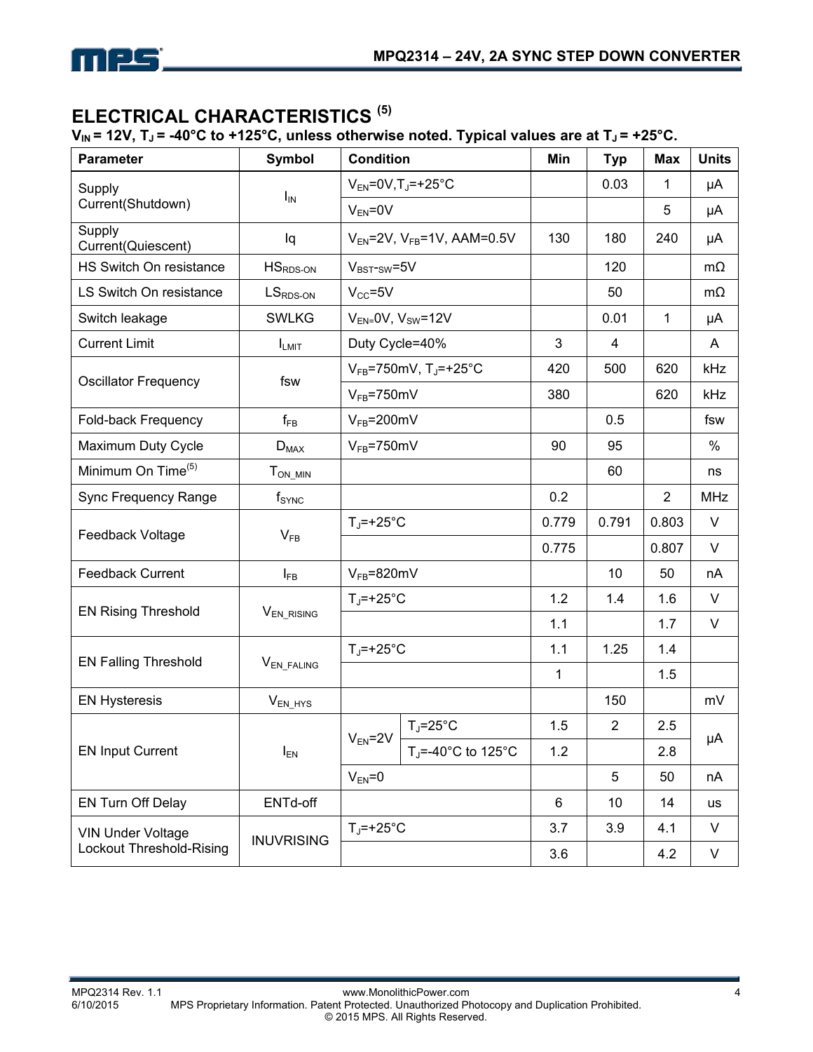## ELECTRICAL CHARACTERISTICS [5]

**$V_{IN}$ = 12V, $T_J$ = -40°C to +125°C, unless otherwise noted. Typical values are at $T_J$ = +25°C.**

| Parameter | Symbol | Condition | | Min | Typ | Max | Units |
|---|---|---|---|---|---|---|---|
| Supply Current(Shutdown) | $I_{IN}$ | $V_{EN}$=0V,$T_J$=+25°C | | | 0.03 | 1 | μA |
| | | $V_{EN}$=0V | | | | 5 | μA |
| Supply Current(Quiescent) | Iq | $V_{EN}$=2V, $V_{FB}$=1V, AAM=0.5V | | 130 | 180 | 240 | μA |
| HS Switch On resistance | $HS_{RDS-ON}$ | $V_{BST-SW}$=5V | | | 120 | | mΩ |
| LS Switch On resistance | $LS_{RDS-ON}$ | $V_{CC}$=5V | | | 50 | | mΩ |
| Switch leakage | SWLKG | $V_{EN}$=0V, $V_{SW}$=12V | | | 0.01 | 1 | μA |
| Current Limit | $I_{LMIT}$ | Duty Cycle=40% | | 3 | 4 | | A |
| Oscillator Frequency | fsw | $V_{FB}$=750mV, $T_J$=+25°C | | 420 | 500 | 620 | kHz |
| | | $V_{FB}$=750mV | | 380 | | 620 | kHz |
| Fold-back Frequency | $f_{FB}$ | $V_{FB}$=200mV | | | 0.5 | | fsw |
| Maximum Duty Cycle | $D_{MAX}$ | $V_{FB}$=750mV | | 90 | 95 | | % |
| Minimum On Time[5] | $T_{ON\_MIN}$ | | | | 60 | | ns |
| Sync Frequency Range | $f_{SYNC}$ | | | 0.2 | | 2 | MHz |
| Feedback Voltage | $V_{FB}$ | $T_J$=+25°C | | 0.779 | 0.791 | 0.803 | V |
| | | | | 0.775 | | 0.807 | V |
| Feedback Current | $I_{FB}$ | $V_{FB}$=820mV | | | 10 | 50 | nA |
| EN Rising Threshold | $V_{EN\_RISING}$ | $T_J$=+25°C | | 1.2 | 1.4 | 1.6 | V |
| | | | | 1.1 | | 1.7 | V |
| EN Falling Threshold | $V_{EN\_FALING}$ | $T_J$=+25°C | | 1.1 | 1.25 | 1.4 | |
| | | | | 1 | | 1.5 | |
| EN Hysteresis | $V_{EN\_HYS}$ | | | | 150 | | mV |
| EN Input Current | $I_{EN}$ | $V_{EN}$=2V | $T_J$=25°C | 1.5 | 2 | 2.5 | μA |
| | | | $T_J$=-40°C to 125°C | 1.2 | | 2.8 | μA |
| | | $V_{EN}$=0 | | | 5 | 50 | nA |
| EN Turn Off Delay | ENTd-off | | | 6 | 10 | 14 | us |
| VIN Under Voltage Lockout Threshold-Rising | INUVRISING | $T_J$=+25°C | | 3.7 | 3.9 | 4.1 | V |
| | | | | 3.6 | | 4.2 | V |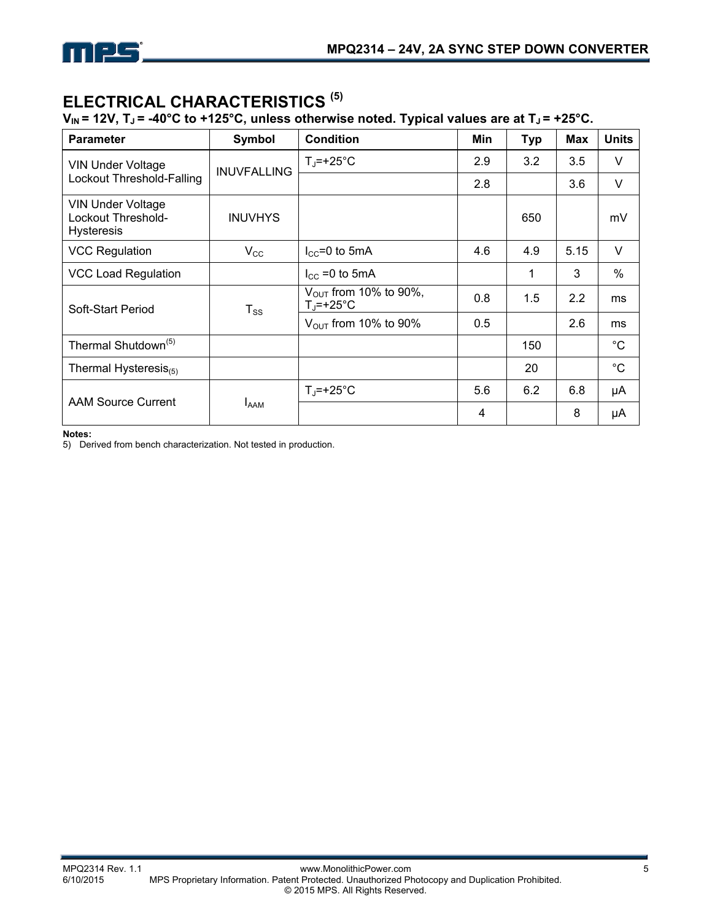## ELECTRICAL CHARACTERISTICS [(5)]

**$V_{IN}$ = 12V, $T_J$ = -40°C to +125°C, unless otherwise noted. Typical values are at $T_J$ = +25°C.**

| Parameter | Symbol | Condition | Min | Typ | Max | Units |
|---|---|---|---|---|---|---|
| VIN Under Voltage Lockout Threshold-Falling | INUVFALLING | $T_J$=+25°C | 2.9 | 3.2 | 3.5 | V |
| | | | 2.8 | | 3.6 | V |
| VIN Under Voltage Lockout Threshold-Hysteresis | INUVHYS | | | 650 | | mV |
| VCC Regulation | $V_{CC}$ | $I_{CC}$=0 to 5mA | 4.6 | 4.9 | 5.15 | V |
| VCC Load Regulation | | $I_{CC}$ =0 to 5mA | | 1 | 3 | % |
| Soft-Start Period | $T_{SS}$ | $V_{OUT}$ from 10% to 90%, $T_J$=+25°C | 0.8 | 1.5 | 2.2 | ms |
| | | $V_{OUT}$ from 10% to 90% | 0.5 | | 2.6 | ms |
| Thermal Shutdown[(5)] | | | | 150 | | °C |
| Thermal Hysteresis[(5)] | | | | 20 | | °C |
| AAM Source Current | $I_{AAM}$ | $T_J$=+25°C | 5.6 | 6.2 | 6.8 | μA |
| | | | 4 | | 8 | μA |

**Notes:**

5) Derived from bench characterization. Not tested in production.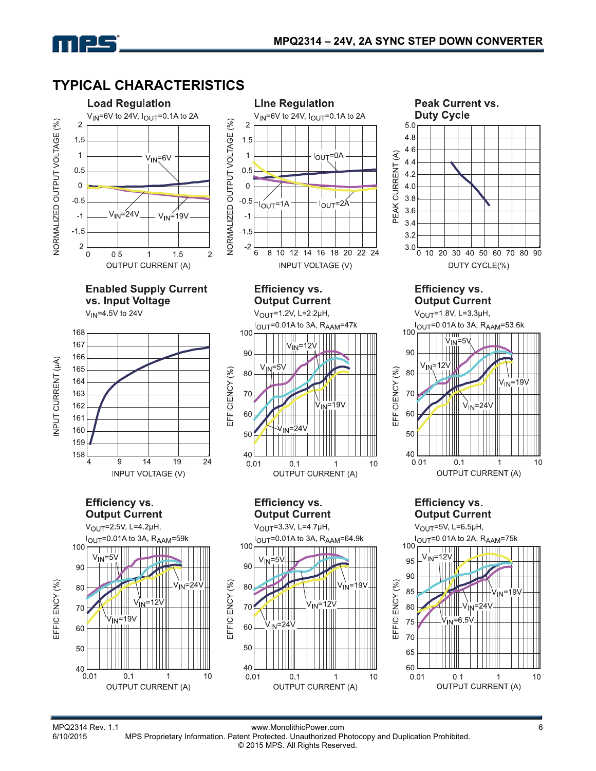## TYPICAL CHARACTERISTICS

**Load Regulation**

$V_{IN}$=6V to 24V, $I_{OUT}$=0.1A to 2A

NORMALIZED OUTPUT VOLTAGE (%) vs. OUTPUT CURRENT (A)

$V_{IN}$=6V, $V_{IN}$=24V, $V_{IN}$=19V

**Line Regulation**

$V_{IN}$=6V to 24V, $I_{OUT}$=0.1A to 2A

NORMALIZED OUTPUT VOLTAGE (%) vs. INPUT VOLTAGE (V)

$I_{OUT}$=0A, $I_{OUT}$=1A, $I_{OUT}$=2A

**Peak Current vs. Duty Cycle**

PEAK CURRENT (A) vs. DUTY CYCLE(%)

**Enabled Supply Current vs. Input Voltage**

$V_{IN}$=4.5V to 24V

INPUT CURRENT (µA) vs. INPUT VOLTAGE (V)

**Efficiency vs. Output Current**

$V_{OUT}$=1.2V, L=2.2µH, $I_{OUT}$=0.01A to 3A, $R_{AAM}$=47k

EFFICIENCY (%) vs. OUTPUT CURRENT (A)

$V_{IN}$=5V, $V_{IN}$=12V, $V_{IN}$=19V, $V_{IN}$=24V

**Efficiency vs. Output Current**

$V_{OUT}$=1.8V, L=3.3µH, $I_{OUT}$=0.01A to 3A, $R_{AAM}$=53.6k

EFFICIENCY (%) vs. OUTPUT CURRENT (A)

$V_{IN}$=5V, $V_{IN}$=12V, $V_{IN}$=19V, $V_{IN}$=24V

**Efficiency vs. Output Current**

$V_{OUT}$=2.5V, L=4.2µH, $I_{OUT}$=0.01A to 3A, $R_{AAM}$=59k

EFFICIENCY (%) vs. OUTPUT CURRENT (A)

$V_{IN}$=5V, $V_{IN}$=12V, $V_{IN}$=19V, $V_{IN}$=24V

**Efficiency vs. Output Current**

$V_{OUT}$=3.3V, L=4.7µH, $I_{OUT}$=0.01A to 3A, $R_{AAM}$=64.9k

EFFICIENCY (%) vs. OUTPUT CURRENT (A)

$V_{IN}$=5V, $V_{IN}$=12V, $V_{IN}$=19V, $V_{IN}$=24V

**Efficiency vs. Output Current**

$V_{OUT}$=5V, L=6.5µH, $I_{OUT}$=0.01A to 2A, $R_{AAM}$=75k

EFFICIENCY (%) vs. OUTPUT CURRENT (A)

$V_{IN}$=6.5V, $V_{IN}$=12V, $V_{IN}$=19V, $V_{IN}$=24V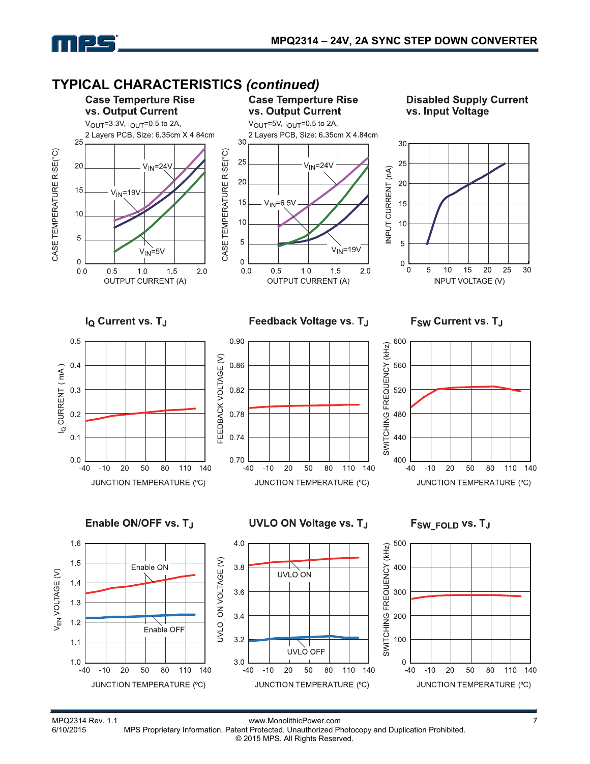## TYPICAL CHARACTERISTICS *(continued)*

**Case Temperture Rise vs. Output Current**

$V_{OUT}$=3.3V, $I_{OUT}$=0.5 to 2A, 2 Layers PCB, Size: 6.35cm X 4.84cm

**Case Temperture Rise vs. Output Current**

$V_{OUT}$=5V, $I_{OUT}$=0.5 to 2A, 2 Layers PCB, Size: 6.35cm X 4.84cm

**Disabled Supply Current vs. Input Voltage**

**$I_Q$ Current vs. $T_J$**

**Feedback Voltage vs. $T_J$**

**$F_{SW}$ Current vs. $T_J$**

**Enable ON/OFF vs. $T_J$**

**UVLO ON Voltage vs. $T_J$**

**$F_{SW\_FOLD}$ vs. $T_J$**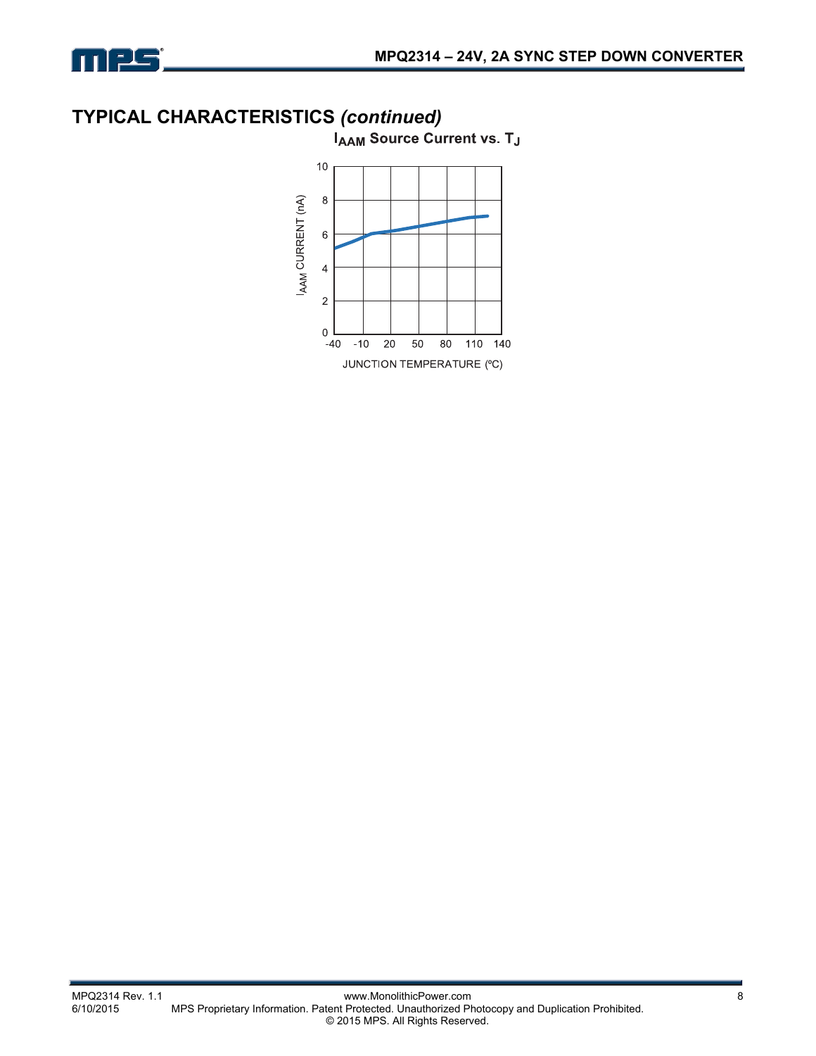## TYPICAL CHARACTERISTICS *(continued)*

**$I_{AAM}$ Source Current vs. $T_J$**

$I_{AAM}$ CURRENT (nA)

JUNCTION TEMPERATURE (ºC)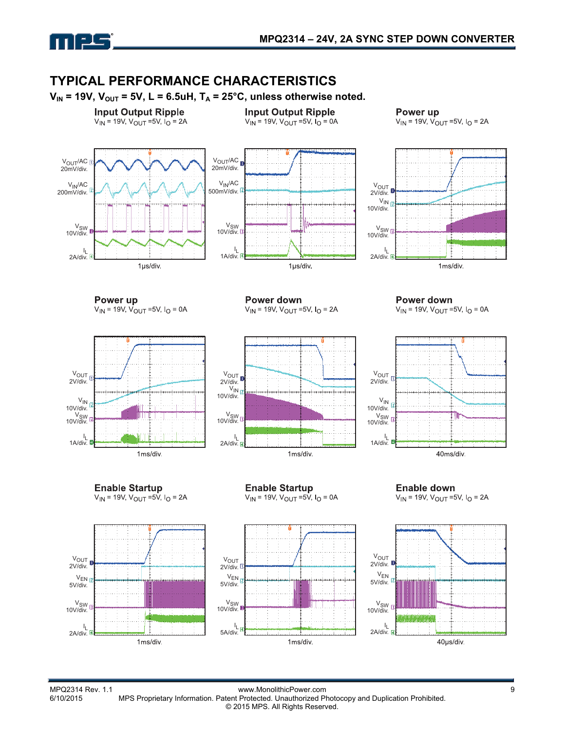## TYPICAL PERFORMANCE CHARACTERISTICS

**$V_{IN}$ = 19V, $V_{OUT}$ = 5V, L = 6.5uH, $T_A$ = 25°C, unless otherwise noted.**

**Input Output Ripple**
$V_{IN}$ = 19V, $V_{OUT}$ =5V, $I_O$ = 2A

$V_{OUT}$/AC 20mV/div.
$V_{IN}$/AC 200mV/div.
$V_{SW}$ 10V/div.
$I_L$ 2A/div.
1μs/div.

**Input Output Ripple**
$V_{IN}$ = 19V, $V_{OUT}$ =5V, $I_O$ = 0A

$V_{OUT}$/AC 20mV/div.
$V_{IN}$/AC 500mV/div.
$V_{SW}$ 10V/div.
$I_L$ 1A/div.
1μs/div.

**Power up**
$V_{IN}$ = 19V, $V_{OUT}$ =5V, $I_O$ = 2A

$V_{OUT}$ 2V/div.
$V_{IN}$ 10V/div.
$V_{SW}$ 10V/div.
$I_L$ 2A/div.
1ms/div.

**Power up**
$V_{IN}$ = 19V, $V_{OUT}$ =5V, $I_O$ = 0A

$V_{OUT}$ 2V/div.
$V_{IN}$ 10V/div.
$V_{SW}$ 10V/div.
$I_L$ 1A/div.
1ms/div.

**Power down**
$V_{IN}$ = 19V, $V_{OUT}$ =5V, $I_O$ = 2A

$V_{OUT}$ 2V/div.
$V_{IN}$ 10V/div.
$V_{SW}$ 10V/div.
$I_L$ 2A/div.
1ms/div.

**Power down**
$V_{IN}$ = 19V, $V_{OUT}$ =5V, $I_O$ = 0A

$V_{OUT}$ 2V/div.
$V_{IN}$ 10V/div.
$V_{SW}$ 10V/div.
$I_L$ 1A/div.
40ms/div.

**Enable Startup**
$V_{IN}$ = 19V, $V_{OUT}$ =5V, $I_O$ = 2A

$V_{OUT}$ 2V/div.
$V_{EN}$ 5V/div.
$V_{SW}$ 10V/div.
$I_L$ 2A/div.
1ms/div.

**Enable Startup**
$V_{IN}$ = 19V, $V_{OUT}$ =5V, $I_O$ = 0A

$V_{OUT}$ 2V/div.
$V_{EN}$ 5V/div.
$V_{SW}$ 10V/div.
$I_L$ 5A/div.
1ms/div.

**Enable down**
$V_{IN}$ = 19V, $V_{OUT}$ =5V, $I_O$ = 2A

$V_{OUT}$ 2V/div.
$V_{EN}$ 5V/div.
$V_{SW}$ 10V/div.
$I_L$ 2A/div.
40μs/div.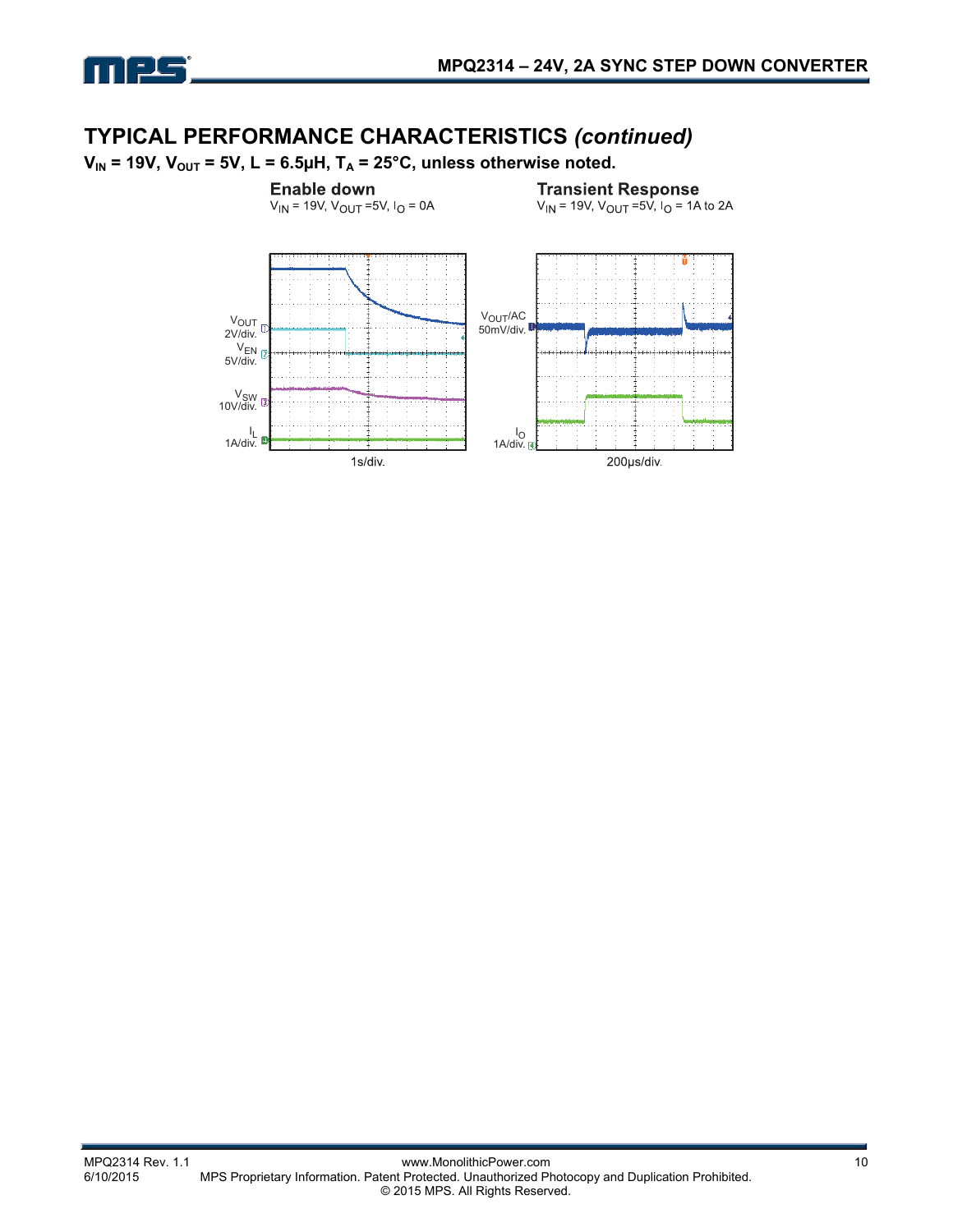## TYPICAL PERFORMANCE CHARACTERISTICS *(continued)*

**$V_{IN}$ = 19V, $V_{OUT}$ = 5V, L = 6.5µH, $T_A$ = 25°C, unless otherwise noted.**

**Enable down**

$V_{IN}$ = 19V, $V_{OUT}$ =5V, $I_O$ = 0A

$V_{OUT}$ 2V/div.

$V_{EN}$ 5V/div.

$V_{SW}$ 10V/div.

$I_L$ 1A/div.

1s/div.

**Transient Response**

$V_{IN}$ = 19V, $V_{OUT}$ =5V, $I_O$ = 1A to 2A

$V_{OUT}$/AC 50mV/div.

$I_O$ 1A/div.

200µs/div.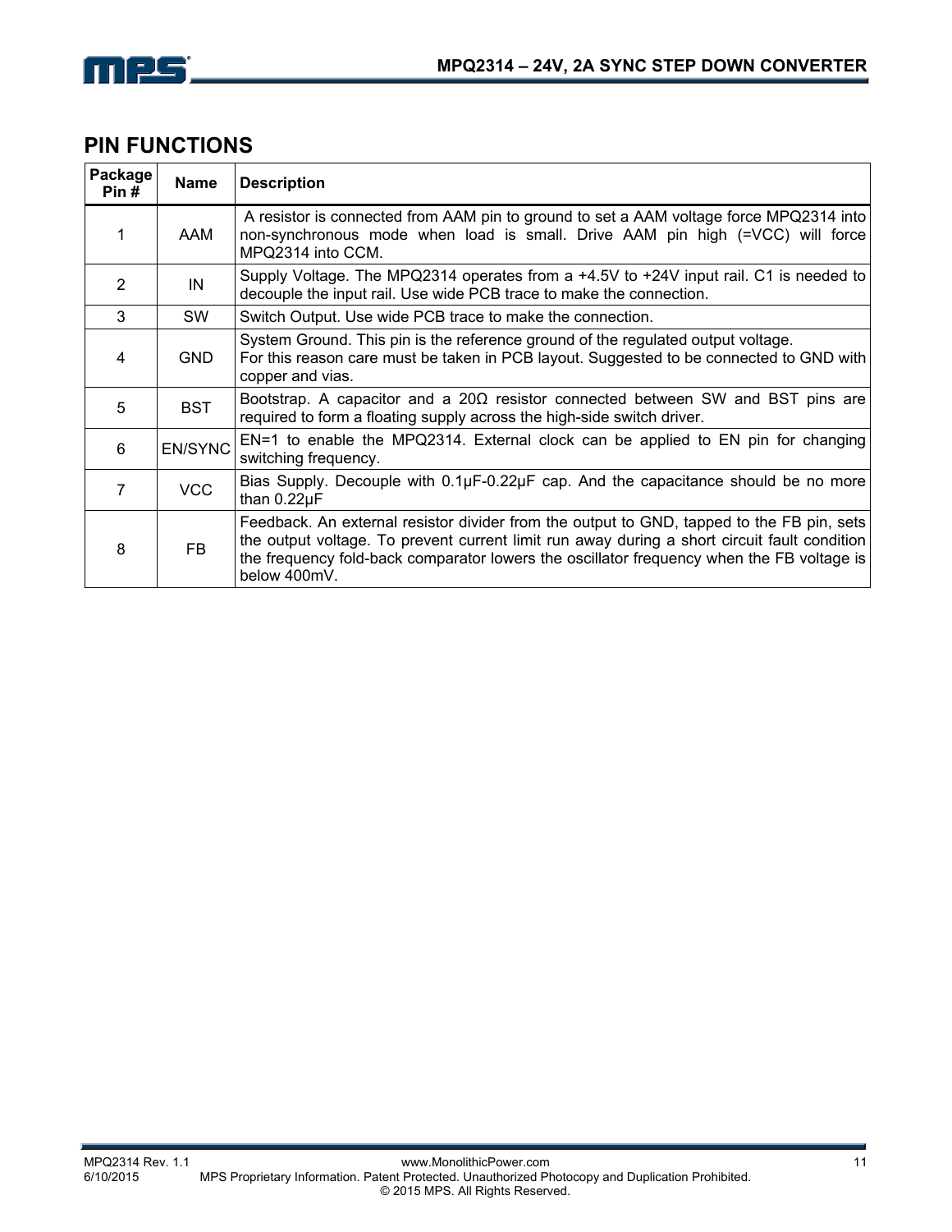## PIN FUNCTIONS

| Package Pin # | Name | Description |
|---|---|---|
| 1 | AAM | A resistor is connected from AAM pin to ground to set a AAM voltage force MPQ2314 into non-synchronous mode when load is small. Drive AAM pin high (=VCC) will force MPQ2314 into CCM. |
| 2 | IN | Supply Voltage. The MPQ2314 operates from a +4.5V to +24V input rail. C1 is needed to decouple the input rail. Use wide PCB trace to make the connection. |
| 3 | SW | Switch Output. Use wide PCB trace to make the connection. |
| 4 | GND | System Ground. This pin is the reference ground of the regulated output voltage. For this reason care must be taken in PCB layout. Suggested to be connected to GND with copper and vias. |
| 5 | BST | Bootstrap. A capacitor and a 20Ω resistor connected between SW and BST pins are required to form a floating supply across the high-side switch driver. |
| 6 | EN/SYNC | EN=1 to enable the MPQ2314. External clock can be applied to EN pin for changing switching frequency. |
| 7 | VCC | Bias Supply. Decouple with 0.1µF-0.22µF cap. And the capacitance should be no more than 0.22µF |
| 8 | FB | Feedback. An external resistor divider from the output to GND, tapped to the FB pin, sets the output voltage. To prevent current limit run away during a short circuit fault condition the frequency fold-back comparator lowers the oscillator frequency when the FB voltage is below 400mV. |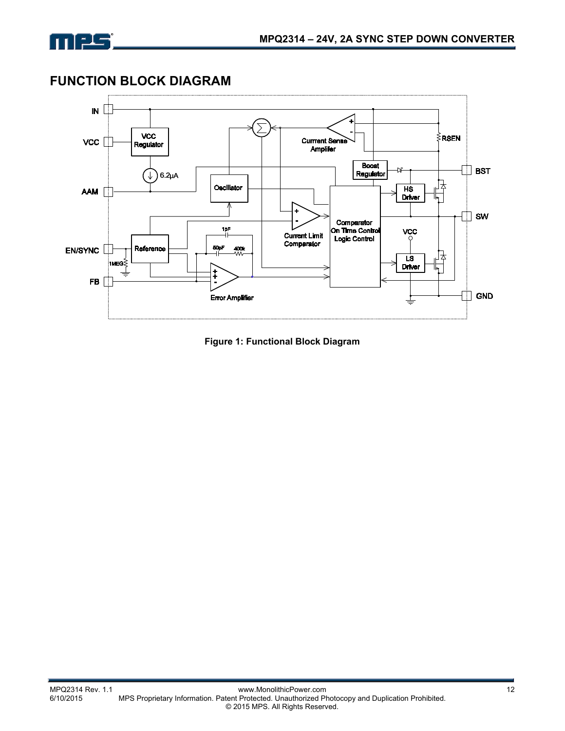## FUNCTION BLOCK DIAGRAM

Figure 1: Functional Block Diagram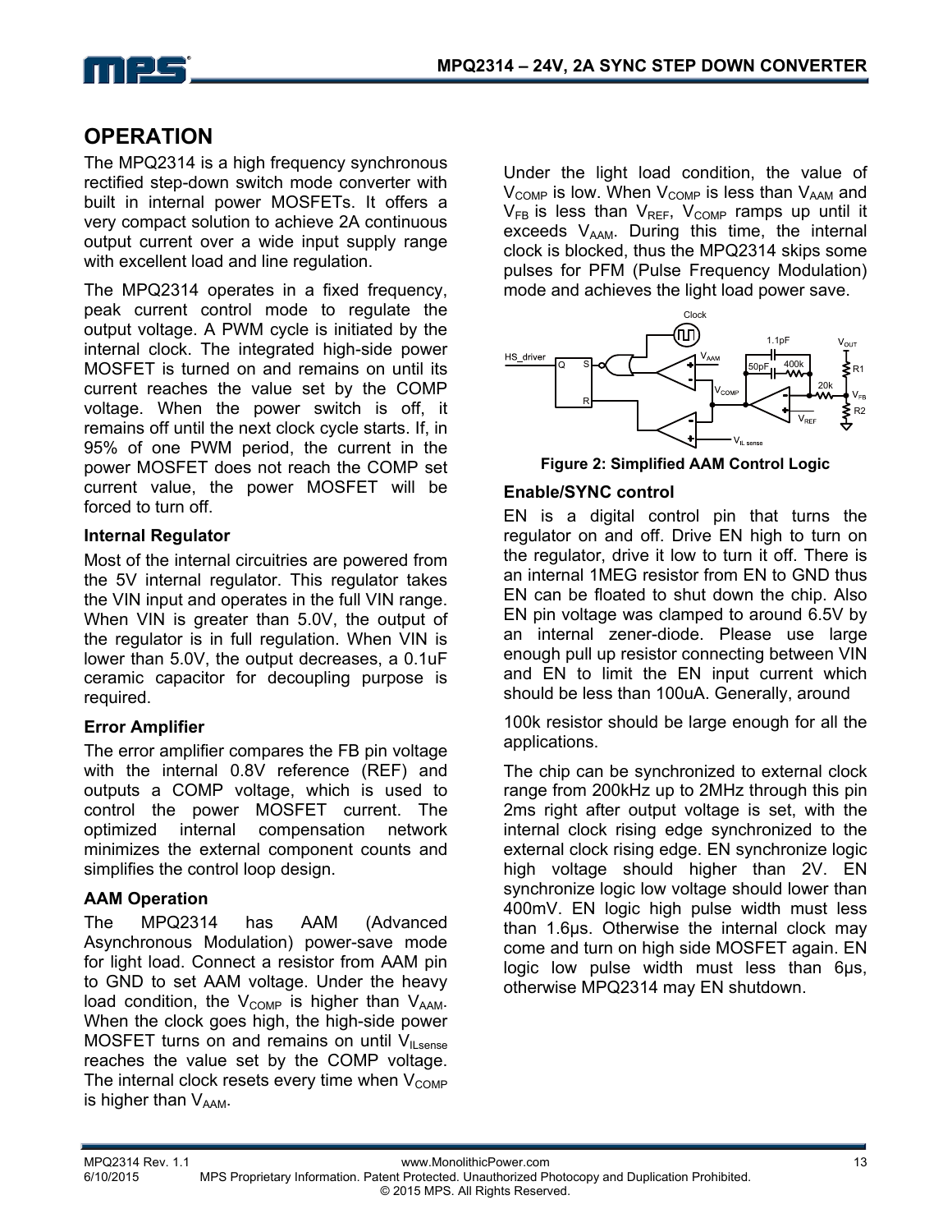## OPERATION

The MPQ2314 is a high frequency synchronous rectified step-down switch mode converter with built in internal power MOSFETs. It offers a very compact solution to achieve 2A continuous output current over a wide input supply range with excellent load and line regulation.

The MPQ2314 operates in a fixed frequency, peak current control mode to regulate the output voltage. A PWM cycle is initiated by the internal clock. The integrated high-side power MOSFET is turned on and remains on until its current reaches the value set by the COMP voltage. When the power switch is off, it remains off until the next clock cycle starts. If, in 95% of one PWM period, the current in the power MOSFET does not reach the COMP set current value, the power MOSFET will be forced to turn off.

### Internal Regulator

Most of the internal circuitries are powered from the 5V internal regulator. This regulator takes the VIN input and operates in the full VIN range. When VIN is greater than 5.0V, the output of the regulator is in full regulation. When VIN is lower than 5.0V, the output decreases, a 0.1uF ceramic capacitor for decoupling purpose is required.

### Error Amplifier

The error amplifier compares the FB pin voltage with the internal 0.8V reference (REF) and outputs a COMP voltage, which is used to control the power MOSFET current. The optimized internal compensation network minimizes the external component counts and simplifies the control loop design.

### AAM Operation

The MPQ2314 has AAM (Advanced Asynchronous Modulation) power-save mode for light load. Connect a resistor from AAM pin to GND to set AAM voltage. Under the heavy load condition, the $V_{COMP}$ is higher than $V_{AAM}$. When the clock goes high, the high-side power MOSFET turns on and remains on until $V_{ILsense}$ reaches the value set by the COMP voltage. The internal clock resets every time when $V_{COMP}$ is higher than $V_{AAM}$.

Under the light load condition, the value of $V_{COMP}$ is low. When $V_{COMP}$ is less than $V_{AAM}$ and $V_{FB}$ is less than $V_{REF}$, $V_{COMP}$ ramps up until it exceeds $V_{AAM}$. During this time, the internal clock is blocked, thus the MPQ2314 skips some pulses for PFM (Pulse Frequency Modulation) mode and achieves the light load power save.

**Figure 2: Simplified AAM Control Logic**

### Enable/SYNC control

EN is a digital control pin that turns the regulator on and off. Drive EN high to turn on the regulator, drive it low to turn it off. There is an internal 1MEG resistor from EN to GND thus EN can be floated to shut down the chip. Also EN pin voltage was clamped to around 6.5V by an internal zener-diode. Please use large enough pull up resistor connecting between VIN and EN to limit the EN input current which should be less than 100uA. Generally, around

100k resistor should be large enough for all the applications.

The chip can be synchronized to external clock range from 200kHz up to 2MHz through this pin 2ms right after output voltage is set, with the internal clock rising edge synchronized to the external clock rising edge. EN synchronize logic high voltage should higher than 2V. EN synchronize logic low voltage should lower than 400mV. EN logic high pulse width must less than 1.6μs. Otherwise the internal clock may come and turn on high side MOSFET again. EN logic low pulse width must less than 6μs, otherwise MPQ2314 may EN shutdown.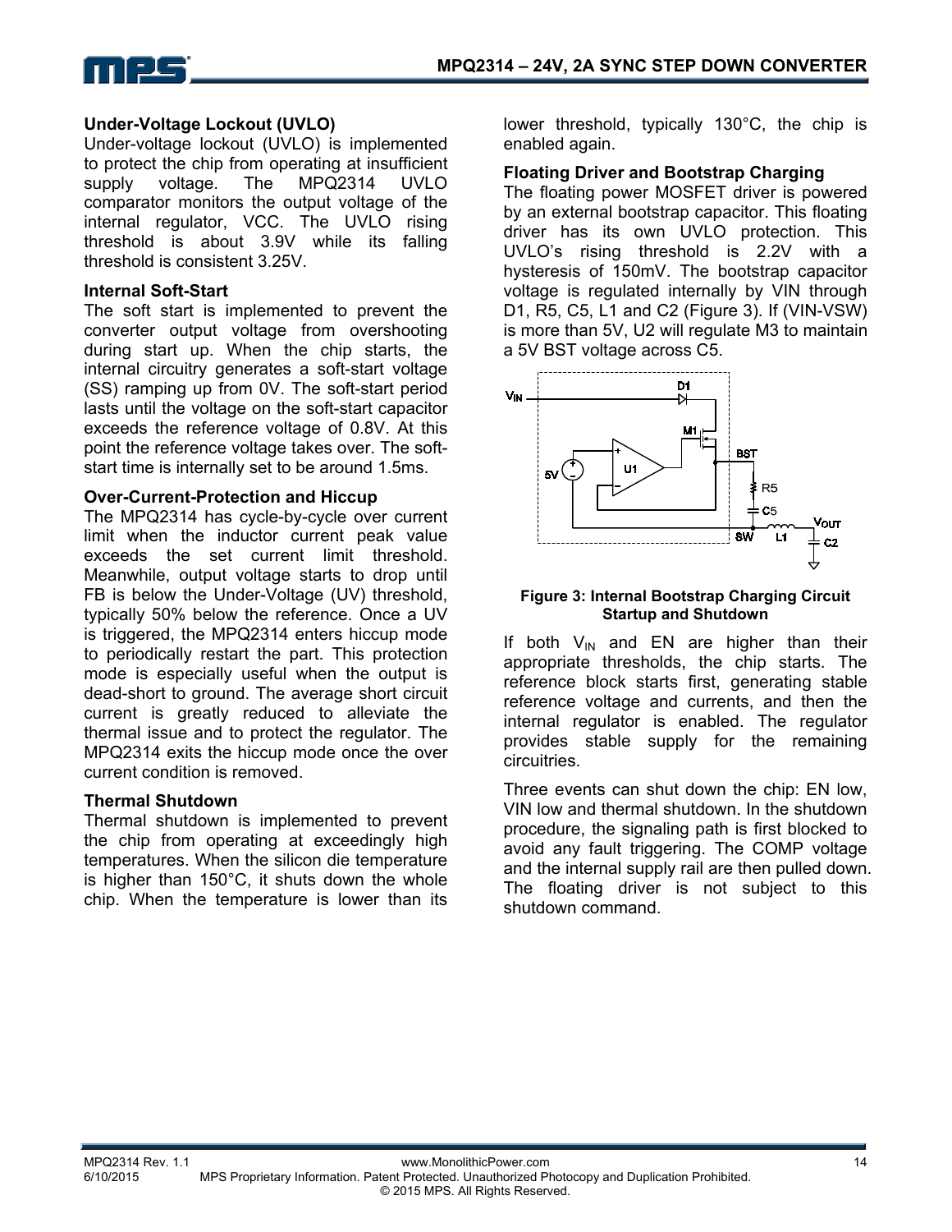### Under-Voltage Lockout (UVLO)

Under-voltage lockout (UVLO) is implemented to protect the chip from operating at insufficient supply voltage. The MPQ2314 UVLO comparator monitors the output voltage of the internal regulator, VCC. The UVLO rising threshold is about 3.9V while its falling threshold is consistent 3.25V.

### Internal Soft-Start

The soft start is implemented to prevent the converter output voltage from overshooting during start up. When the chip starts, the internal circuitry generates a soft-start voltage (SS) ramping up from 0V. The soft-start period lasts until the voltage on the soft-start capacitor exceeds the reference voltage of 0.8V. At this point the reference voltage takes over. The soft-start time is internally set to be around 1.5ms.

### Over-Current-Protection and Hiccup

The MPQ2314 has cycle-by-cycle over current limit when the inductor current peak value exceeds the set current limit threshold. Meanwhile, output voltage starts to drop until FB is below the Under-Voltage (UV) threshold, typically 50% below the reference. Once a UV is triggered, the MPQ2314 enters hiccup mode to periodically restart the part. This protection mode is especially useful when the output is dead-short to ground. The average short circuit current is greatly reduced to alleviate the thermal issue and to protect the regulator. The MPQ2314 exits the hiccup mode once the over current condition is removed.

### Thermal Shutdown

Thermal shutdown is implemented to prevent the chip from operating at exceedingly high temperatures. When the silicon die temperature is higher than 150°C, it shuts down the whole chip. When the temperature is lower than its lower threshold, typically 130°C, the chip is enabled again.

### Floating Driver and Bootstrap Charging

The floating power MOSFET driver is powered by an external bootstrap capacitor. This floating driver has its own UVLO protection. This UVLO's rising threshold is 2.2V with a hysteresis of 150mV. The bootstrap capacitor voltage is regulated internally by VIN through D1, R5, C5, L1 and C2 (Figure 3). If (VIN-VSW) is more than 5V, U2 will regulate M3 to maintain a 5V BST voltage across C5.

**Figure 3: Internal Bootstrap Charging Circuit**

### Startup and Shutdown

If both $V_{IN}$ and EN are higher than their appropriate thresholds, the chip starts. The reference block starts first, generating stable reference voltage and currents, and then the internal regulator is enabled. The regulator provides stable supply for the remaining circuitries.

Three events can shut down the chip: EN low, VIN low and thermal shutdown. In the shutdown procedure, the signaling path is first blocked to avoid any fault triggering. The COMP voltage and the internal supply rail are then pulled down. The floating driver is not subject to this shutdown command.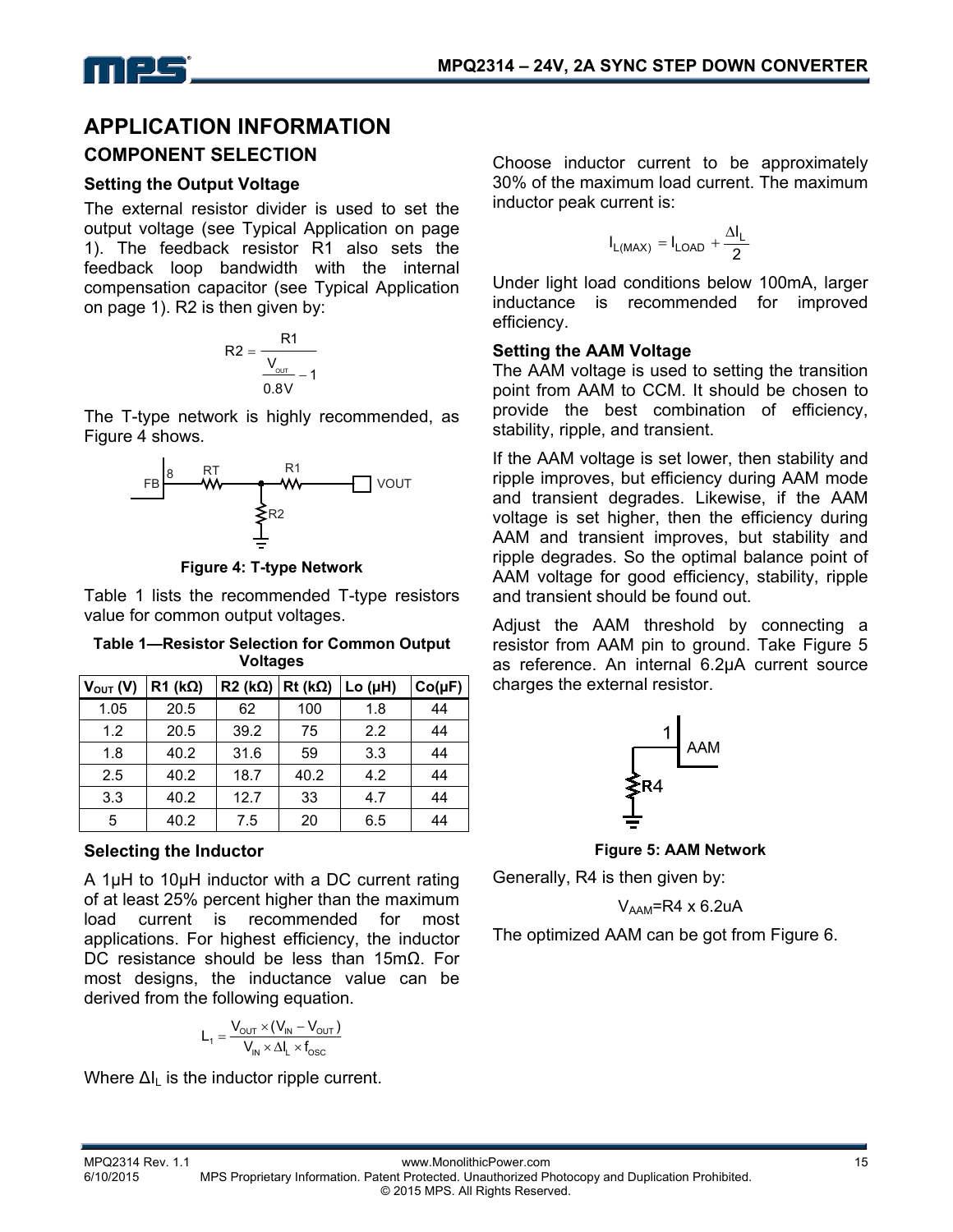## APPLICATION INFORMATION

### COMPONENT SELECTION

#### Setting the Output Voltage

The external resistor divider is used to set the output voltage (see Typical Application on page 1). The feedback resistor R1 also sets the feedback loop bandwidth with the internal compensation capacitor (see Typical Application on page 1). R2 is then given by:

$$R2 = \frac{R1}{\frac{V_{OUT}}{0.8V} - 1}$$

The T-type network is highly recommended, as Figure 4 shows.

**Figure 4: T-type Network**

Table 1 lists the recommended T-type resistors value for common output voltages.

**Table 1—Resistor Selection for Common Output Voltages**

| $V_{OUT}$ (V) | R1 (kΩ) | R2 (kΩ) | Rt (kΩ) | Lo (μH) | Co(μF) |
|---|---|---|---|---|---|
| 1.05 | 20.5 | 62 | 100 | 1.8 | 44 |
| 1.2 | 20.5 | 39.2 | 75 | 2.2 | 44 |
| 1.8 | 40.2 | 31.6 | 59 | 3.3 | 44 |
| 2.5 | 40.2 | 18.7 | 40.2 | 4.2 | 44 |
| 3.3 | 40.2 | 12.7 | 33 | 4.7 | 44 |
| 5 | 40.2 | 7.5 | 20 | 6.5 | 44 |

#### Selecting the Inductor

A 1µH to 10µH inductor with a DC current rating of at least 25% percent higher than the maximum load current is recommended for most applications. For highest efficiency, the inductor DC resistance should be less than 15mΩ. For most designs, the inductance value can be derived from the following equation.

$$L_1 = \frac{V_{OUT} \times (V_{IN} - V_{OUT})}{V_{IN} \times \Delta I_L \times f_{OSC}}$$

Where $\Delta I_L$ is the inductor ripple current.

Choose inductor current to be approximately 30% of the maximum load current. The maximum inductor peak current is:

$$I_{L(MAX)} = I_{LOAD} + \frac{\Delta I_L}{2}$$

Under light load conditions below 100mA, larger inductance is recommended for improved efficiency.

#### Setting the AAM Voltage

The AAM voltage is used to setting the transition point from AAM to CCM. It should be chosen to provide the best combination of efficiency, stability, ripple, and transient.

If the AAM voltage is set lower, then stability and ripple improves, but efficiency during AAM mode and transient degrades. Likewise, if the AAM voltage is set higher, then the efficiency during AAM and transient improves, but stability and ripple degrades. So the optimal balance point of AAM voltage for good efficiency, stability, ripple and transient should be found out.

Adjust the AAM threshold by connecting a resistor from AAM pin to ground. Take Figure 5 as reference. An internal 6.2μA current source charges the external resistor.

**Figure 5: AAM Network**

Generally, R4 is then given by:

$$V_{AAM} = R4 \times 6.2uA$$

The optimized AAM can be got from Figure 6.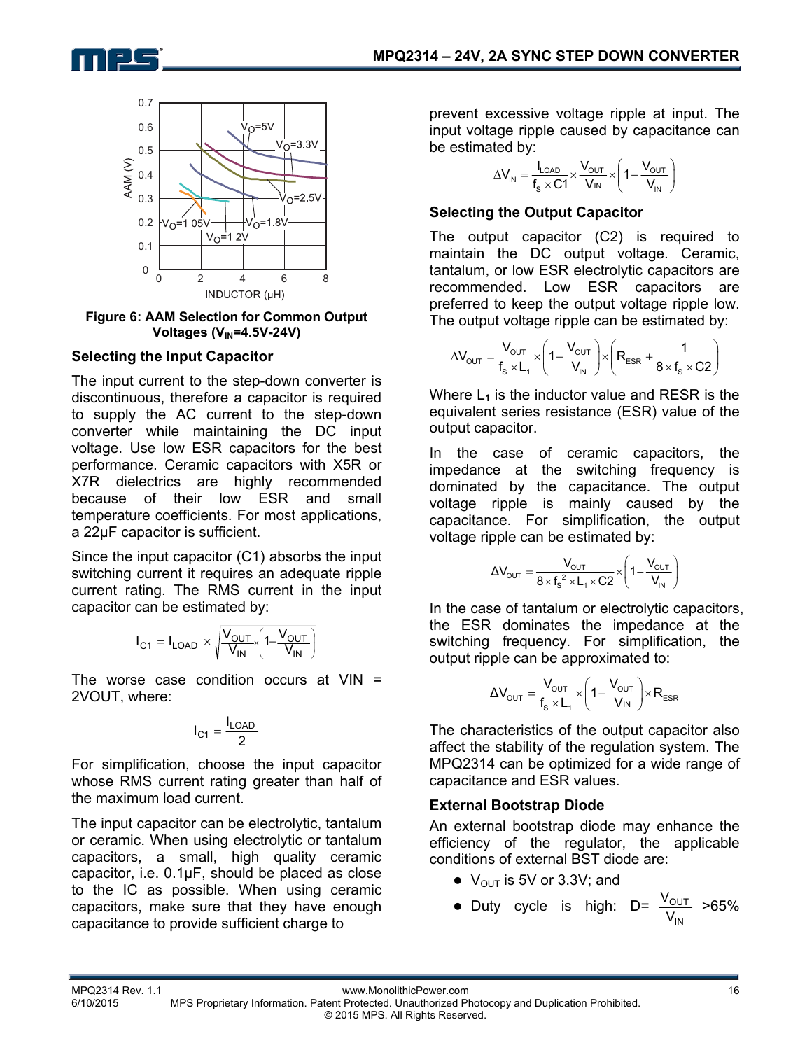Figure 6: AAM Selection for Common Output Voltages ($V_{IN}$=4.5V-24V)

### Selecting the Input Capacitor

The input current to the step-down converter is discontinuous, therefore a capacitor is required to supply the AC current to the step-down converter while maintaining the DC input voltage. Use low ESR capacitors for the best performance. Ceramic capacitors with X5R or X7R dielectrics are highly recommended because of their low ESR and small temperature coefficients. For most applications, a 22μF capacitor is sufficient.

Since the input capacitor (C1) absorbs the input switching current it requires an adequate ripple current rating. The RMS current in the input capacitor can be estimated by:

$$I_{C1} = I_{LOAD} \times \sqrt{\frac{V_{OUT}}{V_{IN}} \times \left(1 - \frac{V_{OUT}}{V_{IN}}\right)}$$

The worse case condition occurs at VIN = 2VOUT, where:

$$I_{C1} = \frac{I_{LOAD}}{2}$$

For simplification, choose the input capacitor whose RMS current rating greater than half of the maximum load current.

The input capacitor can be electrolytic, tantalum or ceramic. When using electrolytic or tantalum capacitors, a small, high quality ceramic capacitor, i.e. 0.1μF, should be placed as close to the IC as possible. When using ceramic capacitors, make sure that they have enough capacitance to provide sufficient charge to prevent excessive voltage ripple at input. The input voltage ripple caused by capacitance can be estimated by:

$$\Delta V_{IN} = \frac{I_{LOAD}}{f_S \times C1} \times \frac{V_{OUT}}{V_{IN}} \times \left(1 - \frac{V_{OUT}}{V_{IN}}\right)$$

### Selecting the Output Capacitor

The output capacitor (C2) is required to maintain the DC output voltage. Ceramic, tantalum, or low ESR electrolytic capacitors are recommended. Low ESR capacitors are preferred to keep the output voltage ripple low. The output voltage ripple can be estimated by:

$$\Delta V_{OUT} = \frac{V_{OUT}}{f_S \times L_1} \times \left(1 - \frac{V_{OUT}}{V_{IN}}\right) \times \left(R_{ESR} + \frac{1}{8 \times f_S \times C2}\right)$$

Where $L_1$ is the inductor value and RESR is the equivalent series resistance (ESR) value of the output capacitor.

In the case of ceramic capacitors, the impedance at the switching frequency is dominated by the capacitance. The output voltage ripple is mainly caused by the capacitance. For simplification, the output voltage ripple can be estimated by:

$$\Delta V_{OUT} = \frac{V_{OUT}}{8 \times f_S^2 \times L_1 \times C2} \times \left(1 - \frac{V_{OUT}}{V_{IN}}\right)$$

In the case of tantalum or electrolytic capacitors, the ESR dominates the impedance at the switching frequency. For simplification, the output ripple can be approximated to:

$$\Delta V_{OUT} = \frac{V_{OUT}}{f_S \times L_1} \times \left(1 - \frac{V_{OUT}}{V_{IN}}\right) \times R_{ESR}$$

The characteristics of the output capacitor also affect the stability of the regulation system. The MPQ2314 can be optimized for a wide range of capacitance and ESR values.

### External Bootstrap Diode

An external bootstrap diode may enhance the efficiency of the regulator, the applicable conditions of external BST diode are:

- $V_{OUT}$ is 5V or 3.3V; and
- Duty cycle is high: D= $\frac{V_{OUT}}{V_{IN}}$ >65%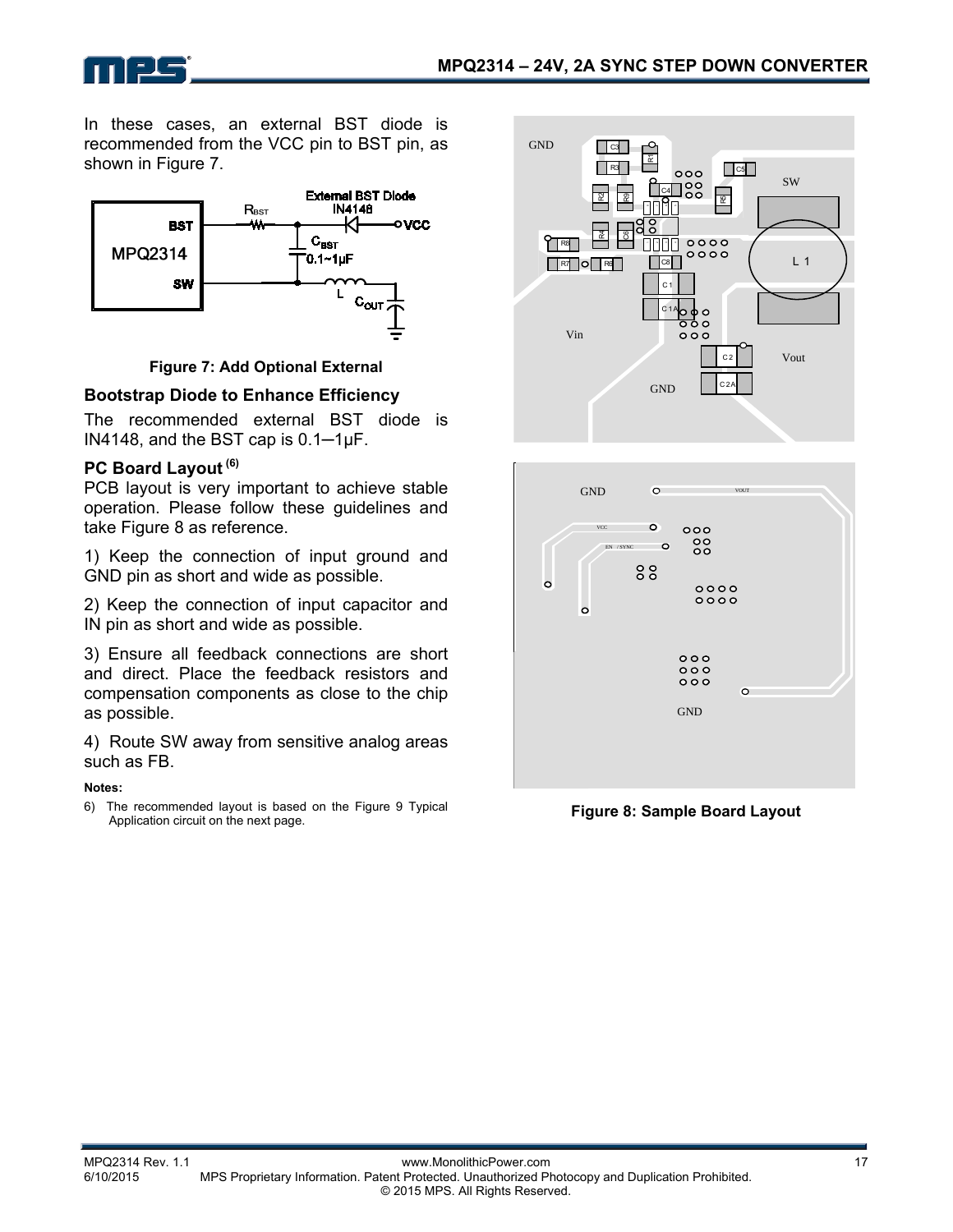In these cases, an external BST diode is recommended from the VCC pin to BST pin, as shown in Figure 7.

**Figure 7: Add Optional External**

### Bootstrap Diode to Enhance Efficiency

The recommended external BST diode is IN4148, and the BST cap is 0.1–1µF.

### PC Board Layout [6]

PCB layout is very important to achieve stable operation. Please follow these guidelines and take Figure 8 as reference.

1) Keep the connection of input ground and GND pin as short and wide as possible.

2) Keep the connection of input capacitor and IN pin as short and wide as possible.

3) Ensure all feedback connections are short and direct. Place the feedback resistors and compensation components as close to the chip as possible.

4) Route SW away from sensitive analog areas such as FB.

**Notes:**

6) The recommended layout is based on the Figure 9 Typical Application circuit on the next page.

**Figure 8: Sample Board Layout**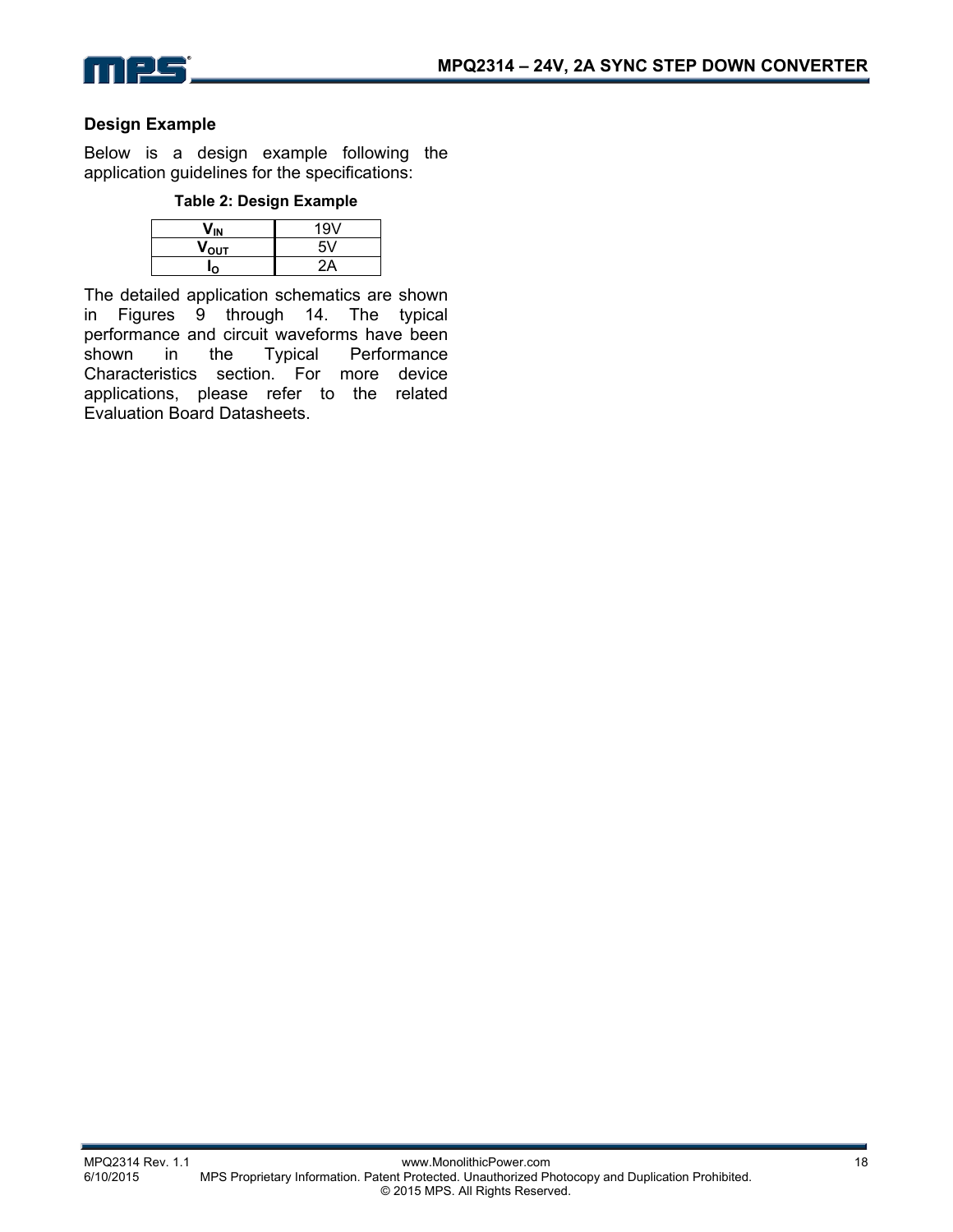### Design Example

Below is a design example following the application guidelines for the specifications:

**Table 2: Design Example**

| | |
|---|---|
| $V_{IN}$ | 19V |
| $V_{OUT}$ | 5V |
| $I_O$ | 2A |

The detailed application schematics are shown in Figures 9 through 14. The typical performance and circuit waveforms have been shown in the Typical Performance Characteristics section. For more device applications, please refer to the related Evaluation Board Datasheets.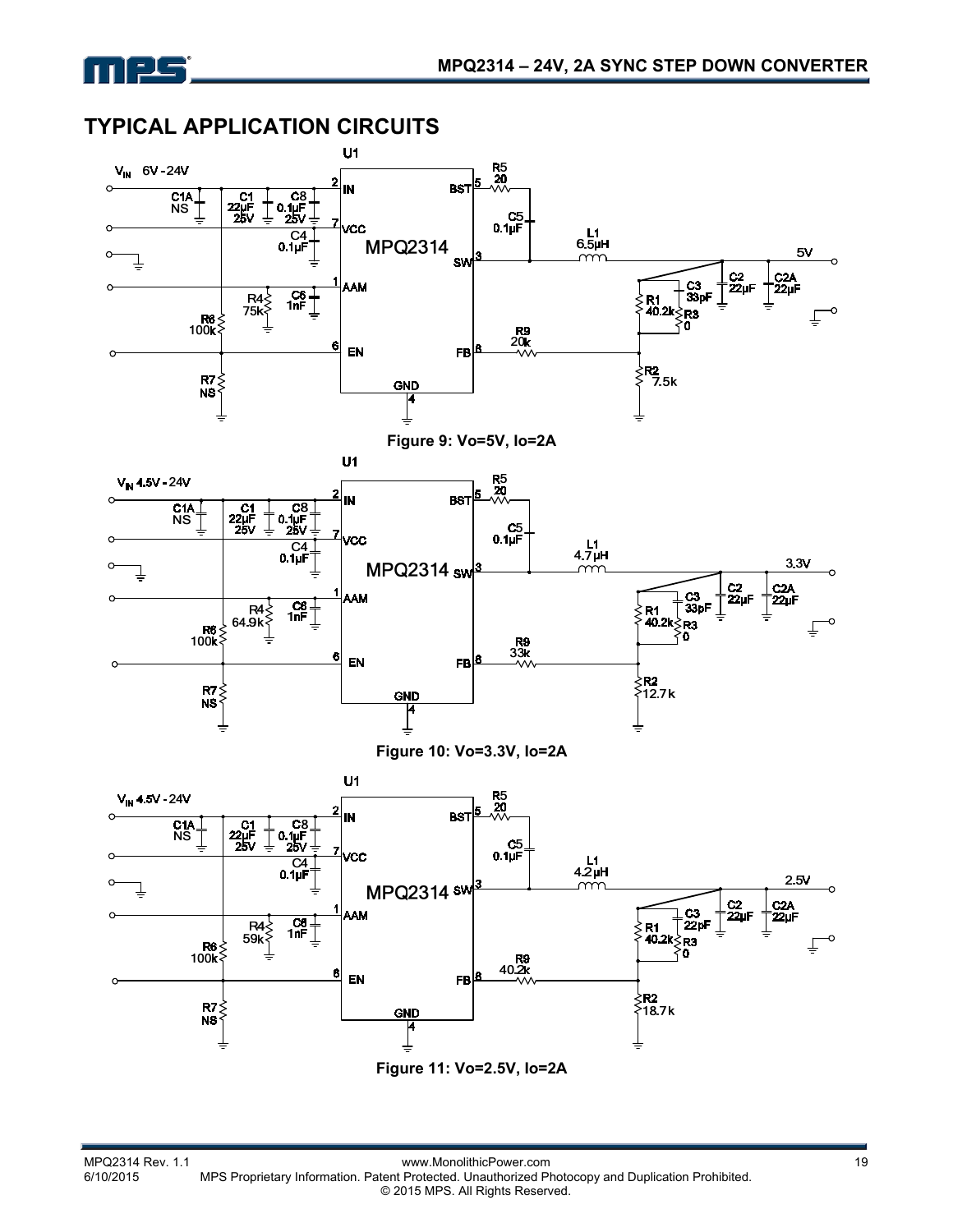## TYPICAL APPLICATION CIRCUITS

Figure 9: Vo=5V, Io=2A

Figure 10: Vo=3.3V, Io=2A

Figure 11: Vo=2.5V, Io=2A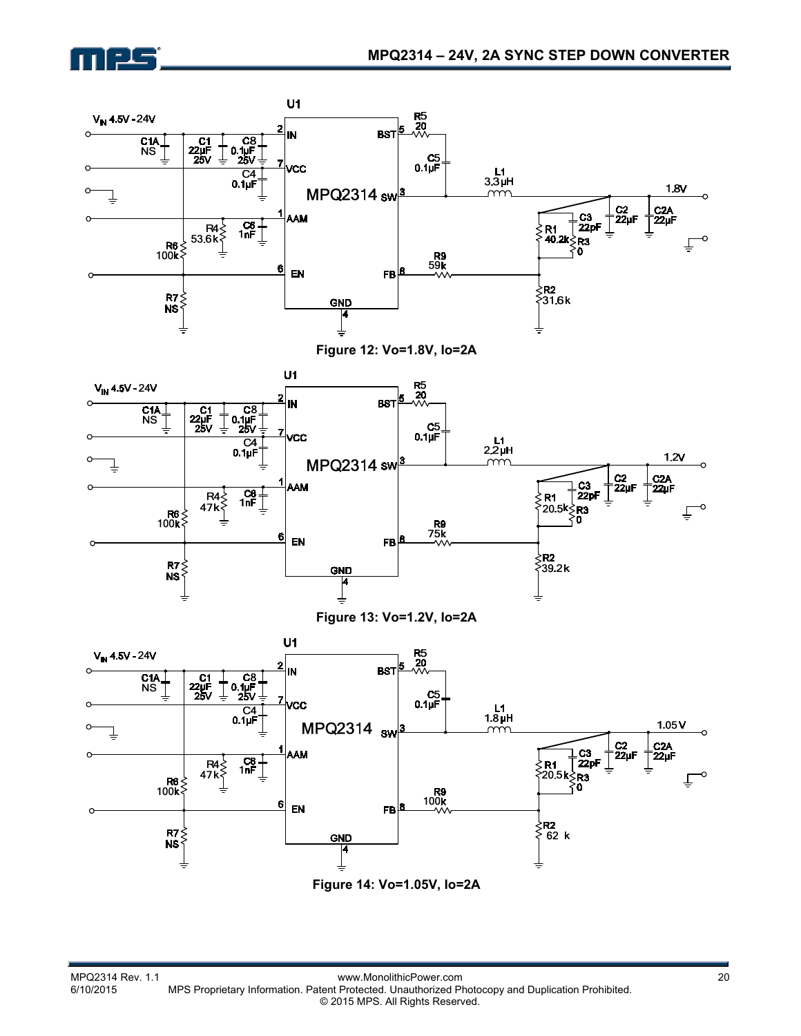Figure 12: Vo=1.8V, Io=2A

Figure 13: Vo=1.2V, Io=2A

Figure 14: Vo=1.05V, Io=2A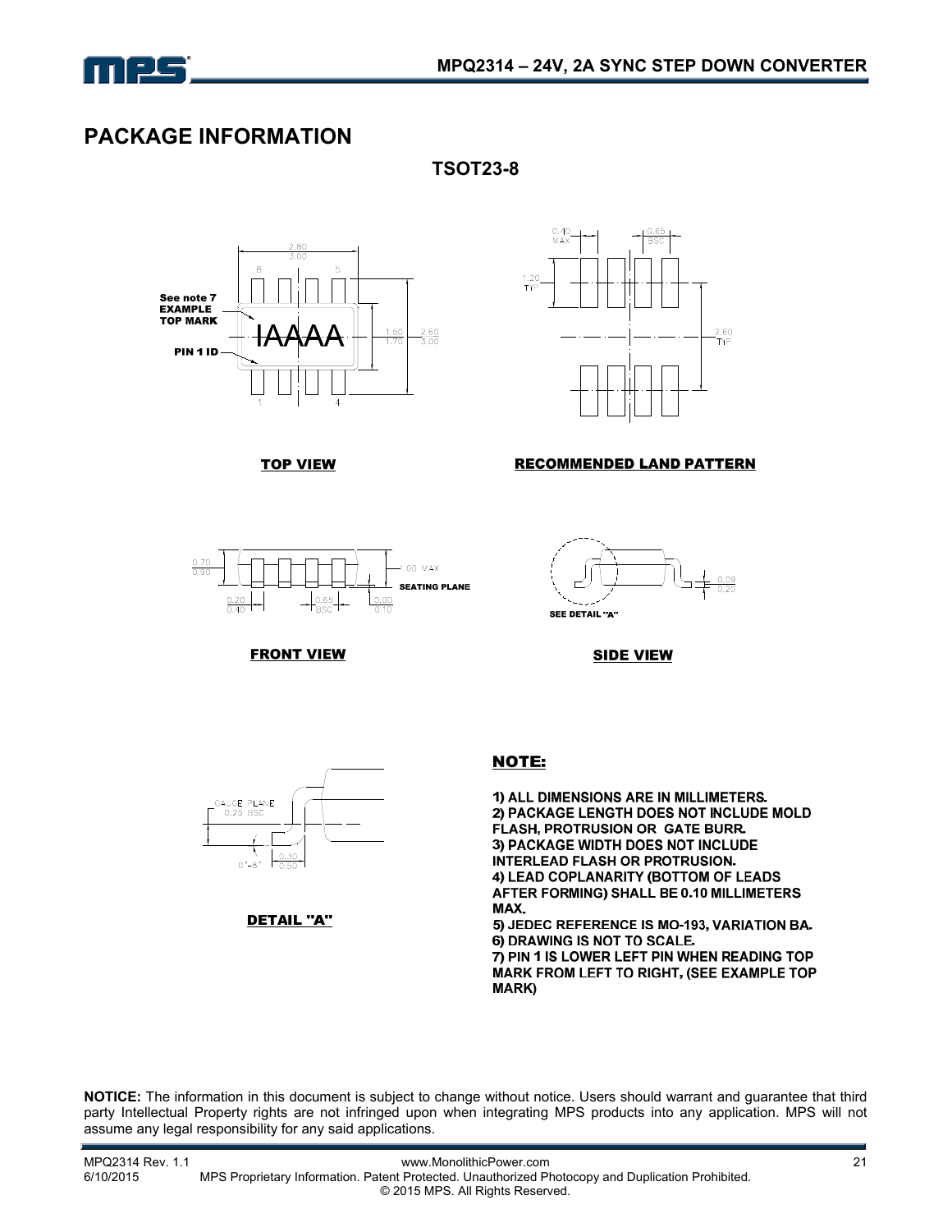# PACKAGE INFORMATION

## TSOT23-8

TOP VIEW

RECOMMENDED LAND PATTERN

FRONT VIEW

SIDE VIEW

DETAIL "A"

**NOTE:**

1) ALL DIMENSIONS ARE IN MILLIMETERS.
2) PACKAGE LENGTH DOES NOT INCLUDE MOLD FLASH, PROTRUSION OR GATE BURR.
3) PACKAGE WIDTH DOES NOT INCLUDE INTERLEAD FLASH OR PROTRUSION.
4) LEAD COPLANARITY (BOTTOM OF LEADS AFTER FORMING) SHALL BE 0.10 MILLIMETERS MAX.
5) JEDEC REFERENCE IS MO-193, VARIATION BA.
6) DRAWING IS NOT TO SCALE.
7) PIN 1 IS LOWER LEFT PIN WHEN READING TOP MARK FROM LEFT TO RIGHT, (SEE EXAMPLE TOP MARK)

**NOTICE:** The information in this document is subject to change without notice. Users should warrant and guarantee that third party Intellectual Property rights are not infringed upon when integrating MPS products into any application. MPS will not assume any legal responsibility for any said applications.